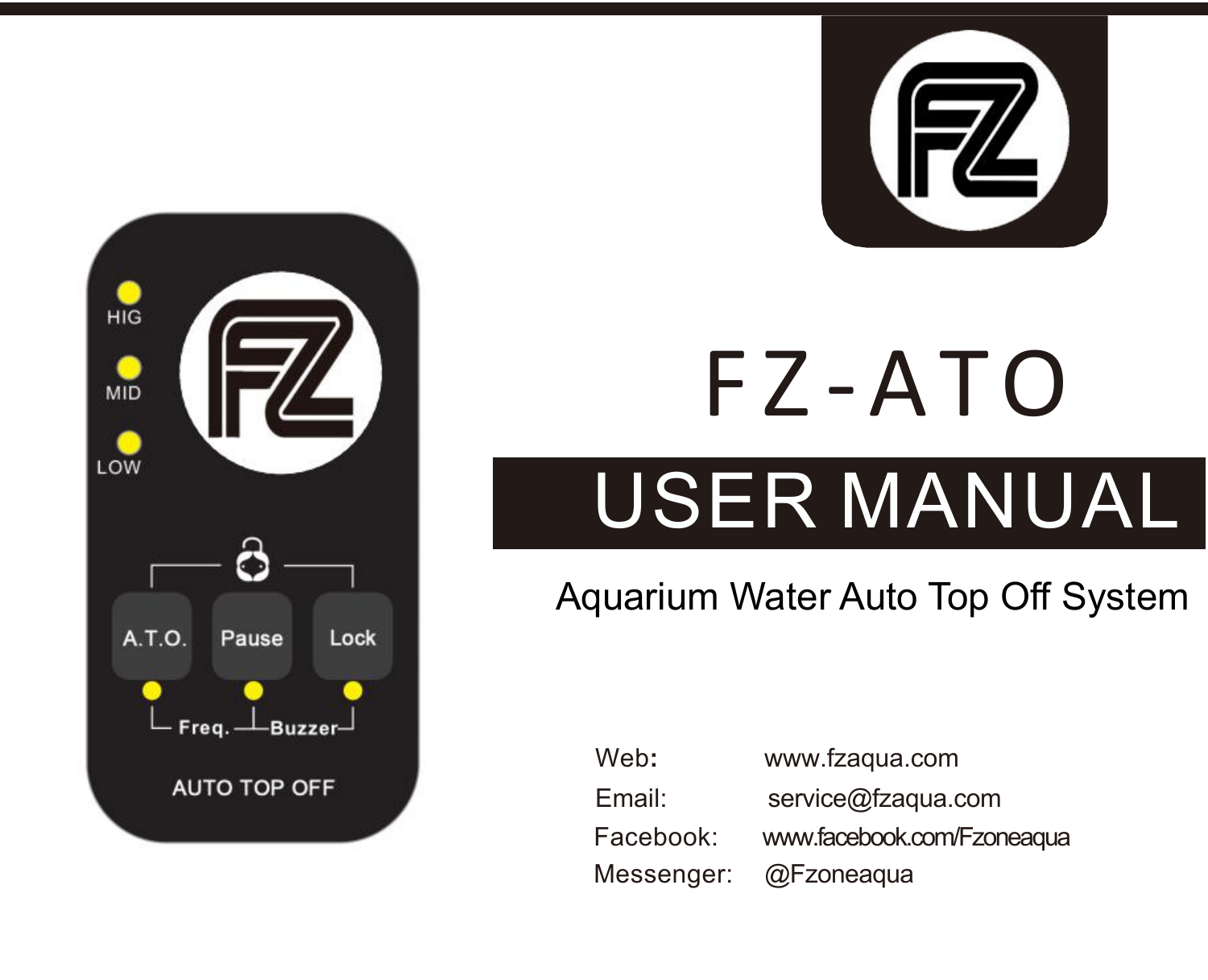# FZ-ATO

## USER MANUAL

Aquarium Water Auto Top Off System

HIG

MID

LOW

A.T.O. Pause Lock

Freq. Buzzer

AUTO TOP OFF

Web: www.fzaqua.com

Email: service@fzaqua.com

Facebook: www.facebook.com/Fzoneaqua

Messenger: @Fzoneaqua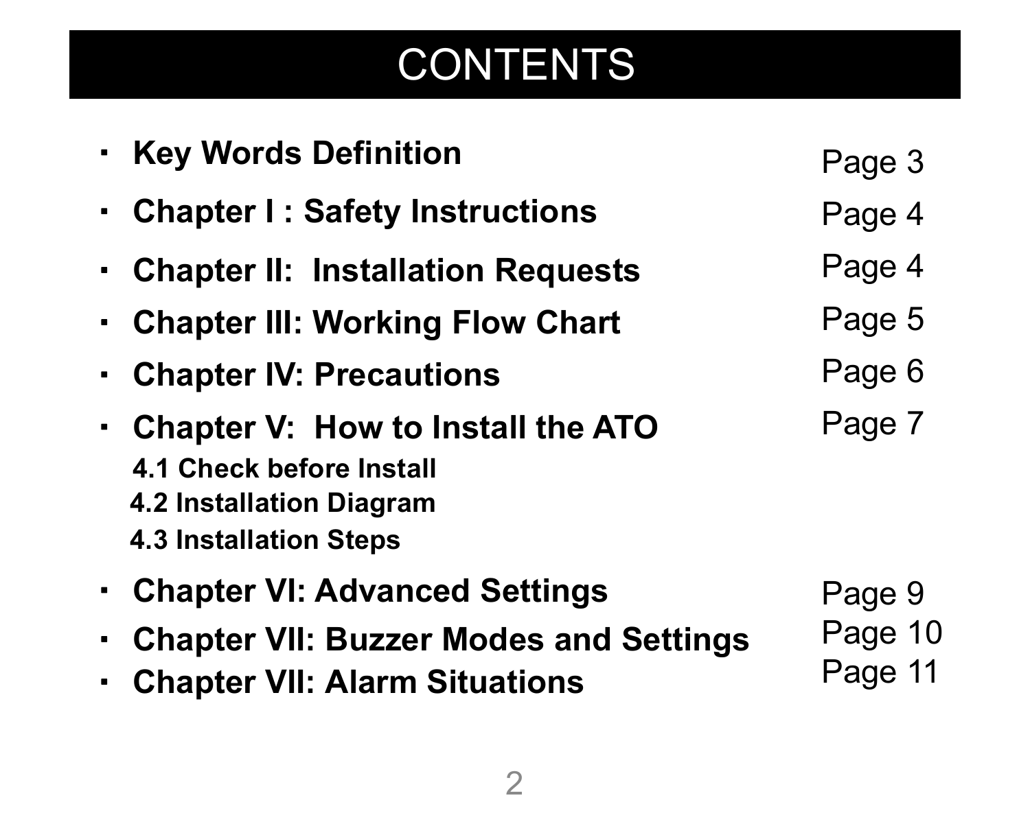# CONTENTS

- **Key Words Definition** — Page 3
- **Chapter I : Safety Instructions** — Page 4
- **Chapter II:  Installation Requests** — Page 4
- **Chapter III: Working Flow Chart** — Page 5
- **Chapter IV: Precautions** — Page 6
- **Chapter V:  How to Install the ATO** — Page 7
  - **4.1 Check before Install**
  - **4.2 Installation Diagram**
  - **4.3 Installation Steps**
- **Chapter VI: Advanced Settings** — Page 9
- **Chapter VII: Buzzer Modes and Settings** — Page 10
- **Chapter VII: Alarm Situations** — Page 11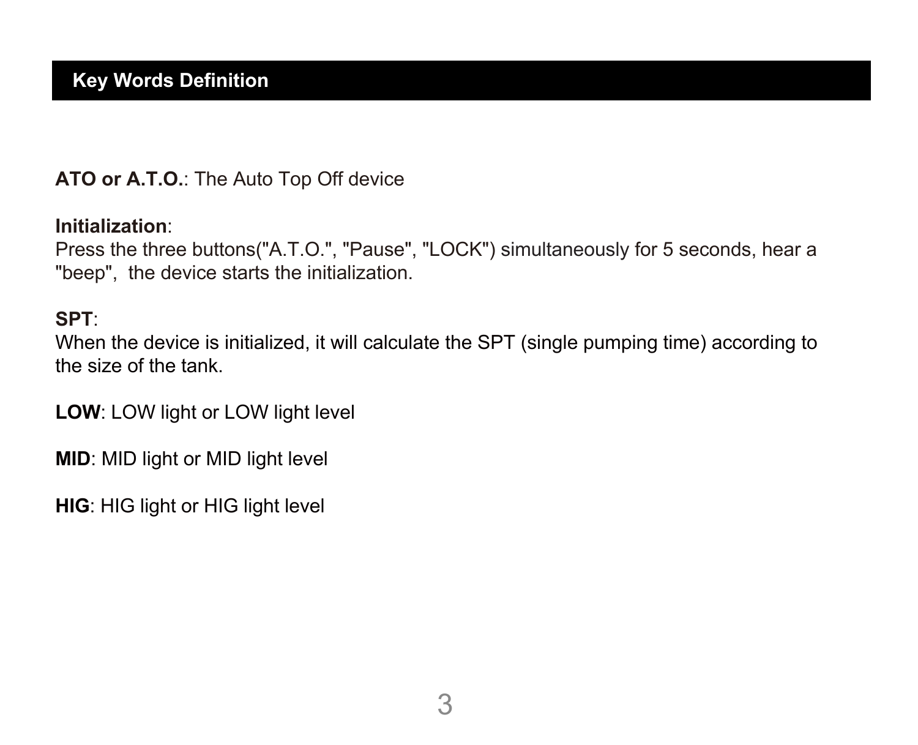## Key Words Definition

**ATO or A.T.O.**: The Auto Top Off device

**Initialization**:
Press the three buttons("A.T.O.", "Pause", "LOCK") simultaneously for 5 seconds, hear a "beep", the device starts the initialization.

**SPT**:
When the device is initialized, it will calculate the SPT (single pumping time) according to the size of the tank.

**LOW**: LOW light or LOW light level

**MID**: MID light or MID light level

**HIG**: HIG light or HIG light level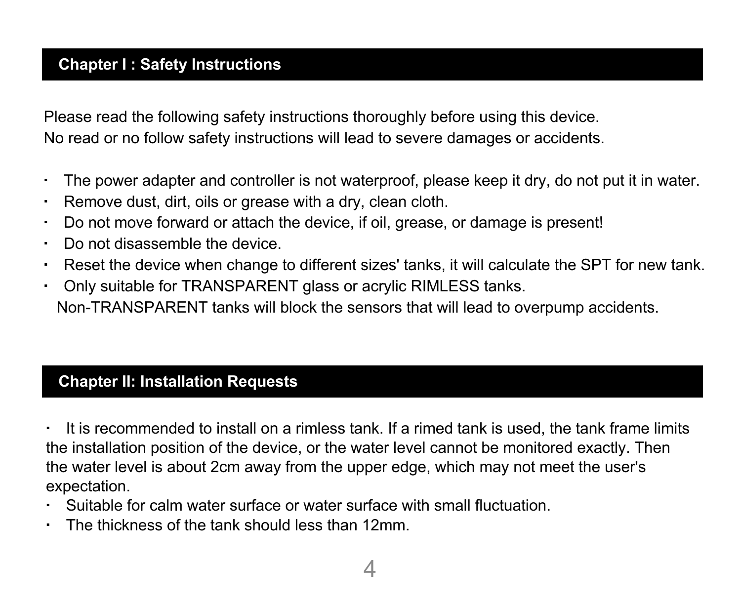## Chapter I : Safety Instructions

Please read the following safety instructions thoroughly before using this device.
No read or no follow safety instructions will lead to severe damages or accidents.

- The power adapter and controller is not waterproof, please keep it dry, do not put it in water.
- Remove dust, dirt, oils or grease with a dry, clean cloth.
- Do not move forward or attach the device, if oil, grease, or damage is present!
- Do not disassemble the device.
- Reset the device when change to different sizes' tanks, it will calculate the SPT for new tank.
- Only suitable for TRANSPARENT glass or acrylic RIMLESS tanks.
  Non-TRANSPARENT tanks will block the sensors that will lead to overpump accidents.

## Chapter II: Installation Requests

- It is recommended to install on a rimless tank. If a rimed tank is used, the tank frame limits the installation position of the device, or the water level cannot be monitored exactly. Then the water level is about 2cm away from the upper edge, which may not meet the user's expectation.
- Suitable for calm water surface or water surface with small fluctuation.
- The thickness of the tank should less than 12mm.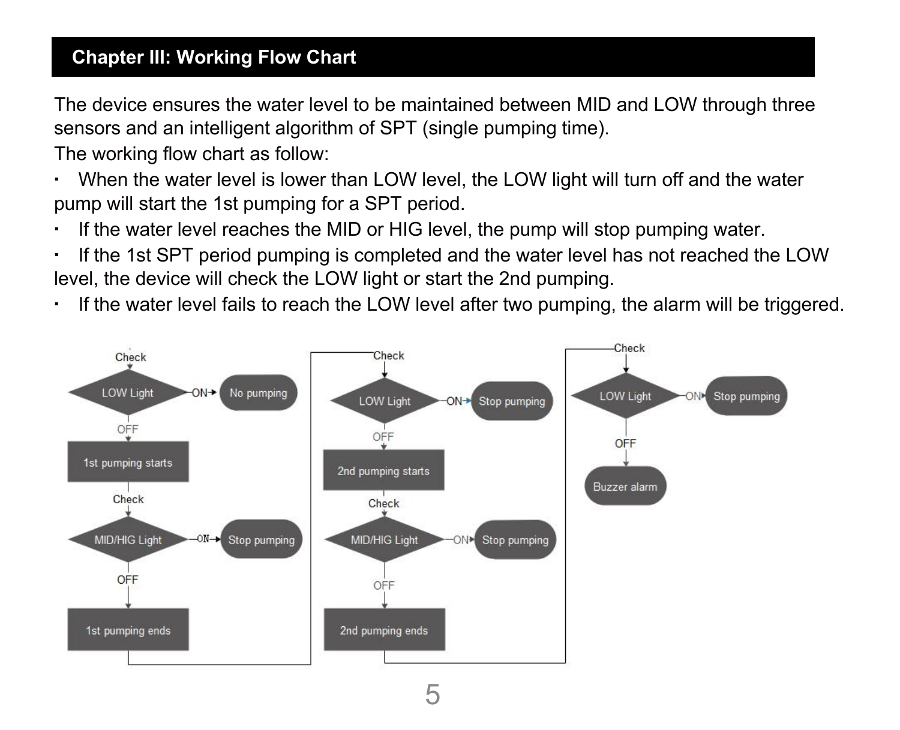## Chapter III: Working Flow Chart

The device ensures the water level to be maintained between MID and LOW through three sensors and an intelligent algorithm of SPT (single pumping time).

The working flow chart as follow:

- When the water level is lower than LOW level, the LOW light will turn off and the water pump will start the 1st pumping for a SPT period.
- If the water level reaches the MID or HIG level, the pump will stop pumping water.
- If the 1st SPT period pumping is completed and the water level has not reached the LOW level, the device will check the LOW light or start the 2nd pumping.
- If the water level fails to reach the LOW level after two pumping, the alarm will be triggered.

Check → LOW Light
- ON → No pumping
- OFF → 1st pumping starts

1st pumping starts → Check → MID/HIG Light
- ON → Stop pumping
- OFF → 1st pumping ends

1st pumping ends → Check → LOW Light
- ON → Stop pumping
- OFF → 2nd pumping starts

2nd pumping starts → Check → MID/HIG Light
- ON → Stop pumping
- OFF → 2nd pumping ends

2nd pumping ends → Check → LOW Light
- ON → Stop pumping
- OFF → Buzzer alarm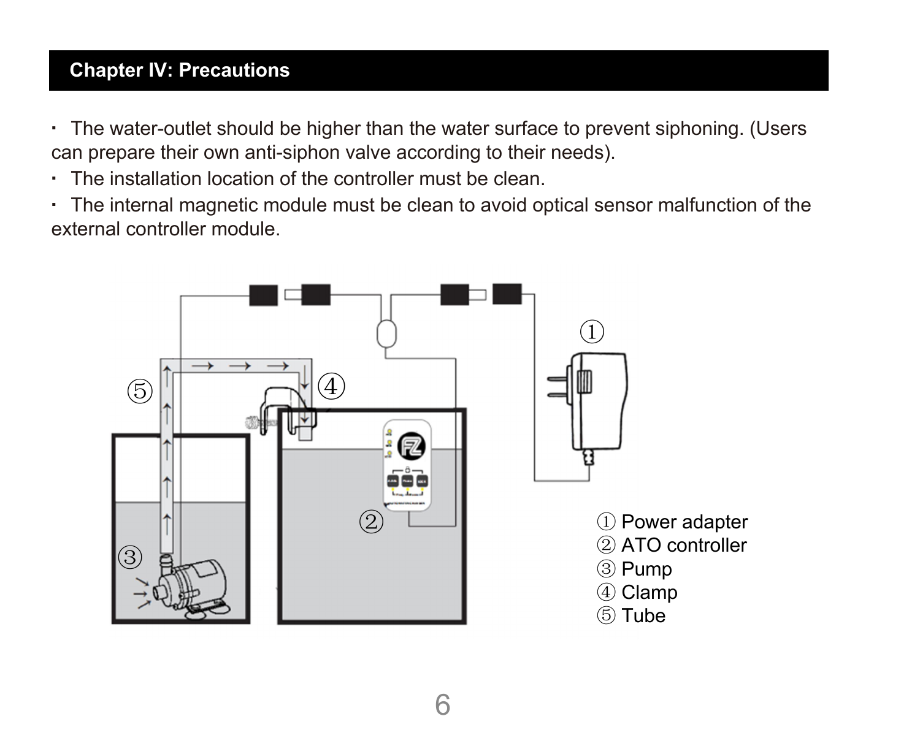## Chapter IV: Precautions

- The water-outlet should be higher than the water surface to prevent siphoning. (Users can prepare their own anti-siphon valve according to their needs).
- The installation location of the controller must be clean.
- The internal magnetic module must be clean to avoid optical sensor malfunction of the external controller module.

① Power adapter
② ATO controller
③ Pump
④ Clamp
⑤ Tube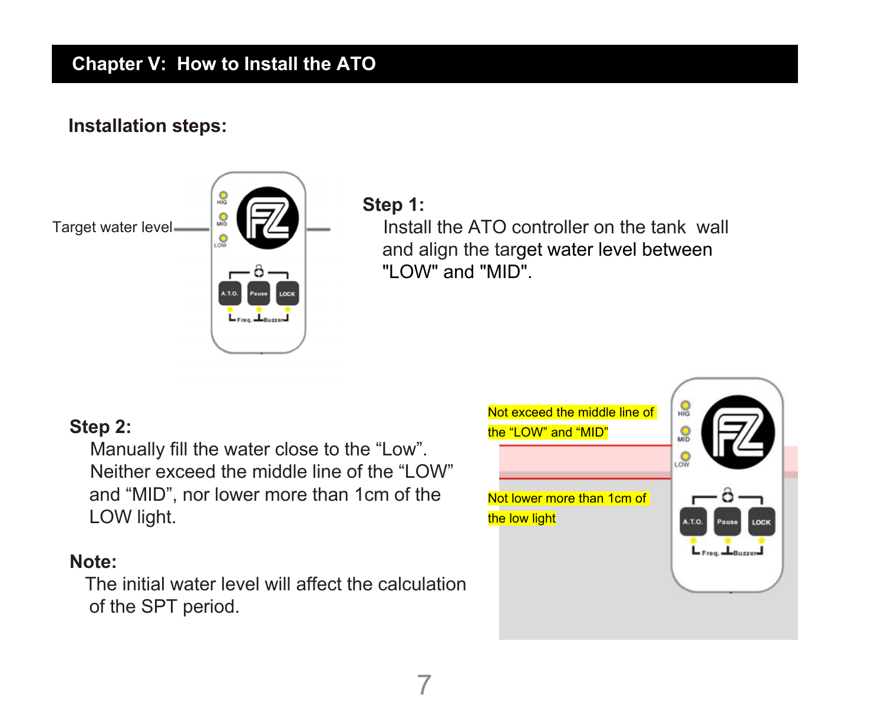## Chapter V: How to Install the ATO

### Installation steps:

Target water level

**Step 1:**

Install the ATO controller on the tank wall and align the target water level between "LOW" and "MID".

**Step 2:**

Manually fill the water close to the “Low”. Neither exceed the middle line of the “LOW” and “MID”, nor lower more than 1cm of the LOW light.

**Note:**

The initial water level will affect the calculation of the SPT period.

Not exceed the middle line of the “LOW” and “MID”

Not lower more than 1cm of the low light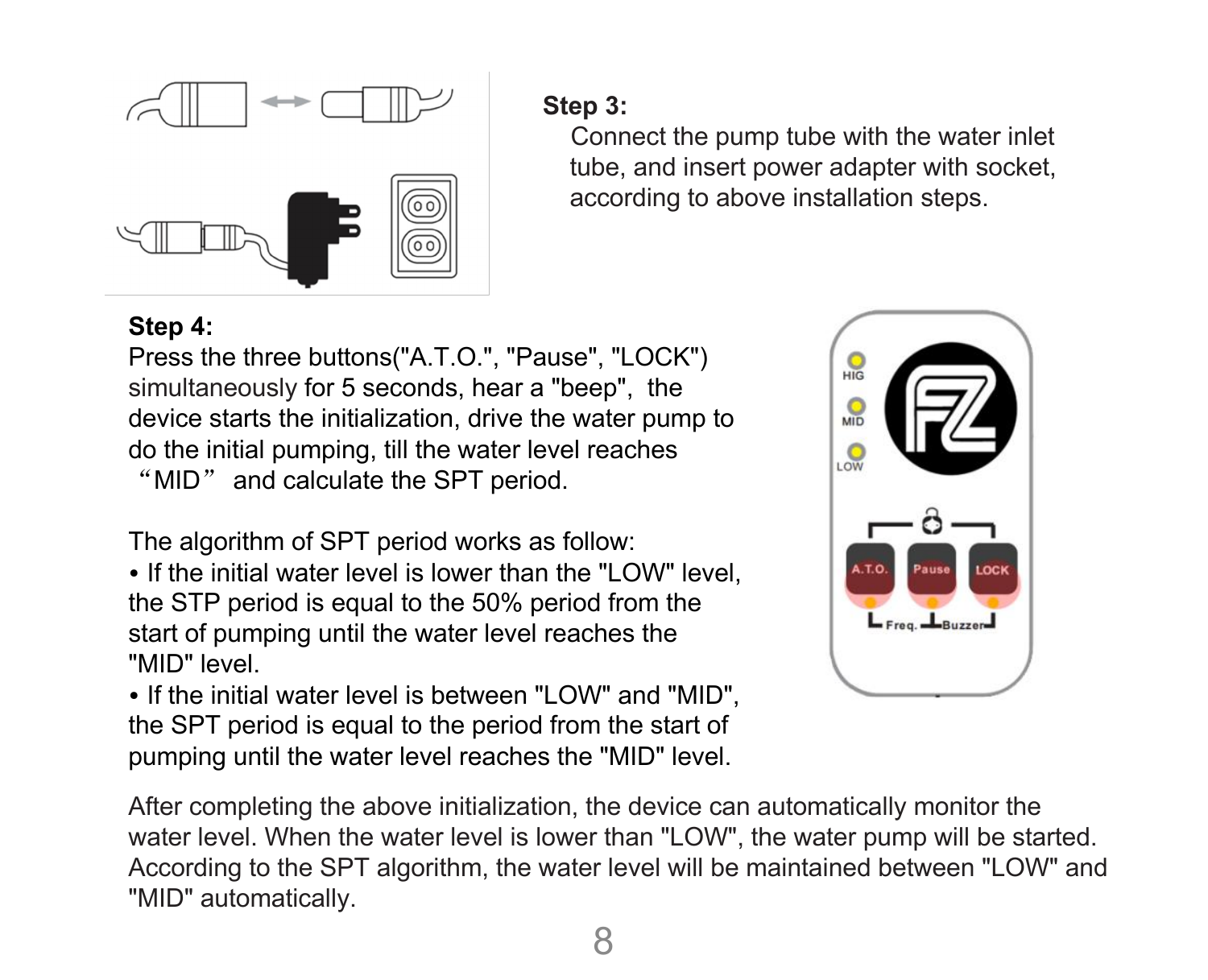**Step 3:**

Connect the pump tube with the water inlet tube, and insert power adapter with socket, according to above installation steps.

**Step 4:**

Press the three buttons("A.T.O.", "Pause", "LOCK") simultaneously for 5 seconds, hear a "beep", the device starts the initialization, drive the water pump to do the initial pumping, till the water level reaches “MID” and calculate the SPT period.

The algorithm of SPT period works as follow:

- If the initial water level is lower than the "LOW" level, the STP period is equal to the 50% period from the start of pumping until the water level reaches the "MID" level.
- If the initial water level is between "LOW" and "MID", the SPT period is equal to the period from the start of pumping until the water level reaches the "MID" level.

After completing the above initialization, the device can automatically monitor the water level. When the water level is lower than "LOW", the water pump will be started. According to the SPT algorithm, the water level will be maintained between "LOW" and "MID" automatically.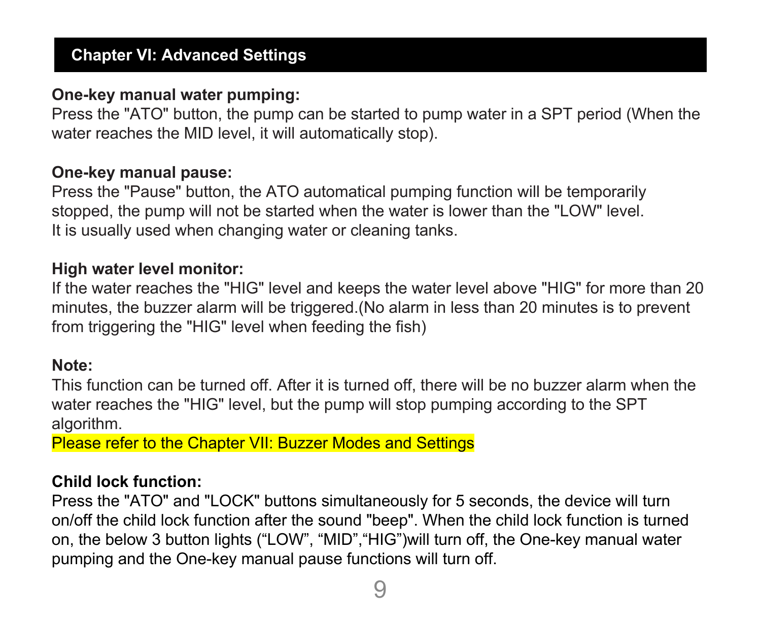## Chapter VI: Advanced Settings

**One-key manual water pumping:**

Press the "ATO" button, the pump can be started to pump water in a SPT period (When the water reaches the MID level, it will automatically stop).

**One-key manual pause:**

Press the "Pause" button, the ATO automatical pumping function will be temporarily stopped, the pump will not be started when the water is lower than the "LOW" level. It is usually used when changing water or cleaning tanks.

**High water level monitor:**

If the water reaches the "HIG" level and keeps the water level above "HIG" for more than 20 minutes, the buzzer alarm will be triggered.(No alarm in less than 20 minutes is to prevent from triggering the "HIG" level when feeding the fish)

**Note:**

This function can be turned off. After it is turned off, there will be no buzzer alarm when the water reaches the "HIG" level, but the pump will stop pumping according to the SPT algorithm.

Please refer to the Chapter VII: Buzzer Modes and Settings

**Child lock function:**

Press the "ATO" and "LOCK" buttons simultaneously for 5 seconds, the device will turn on/off the child lock function after the sound "beep". When the child lock function is turned on, the below 3 button lights (“LOW”, “MID”,“HIG”)will turn off, the One-key manual water pumping and the One-key manual pause functions will turn off.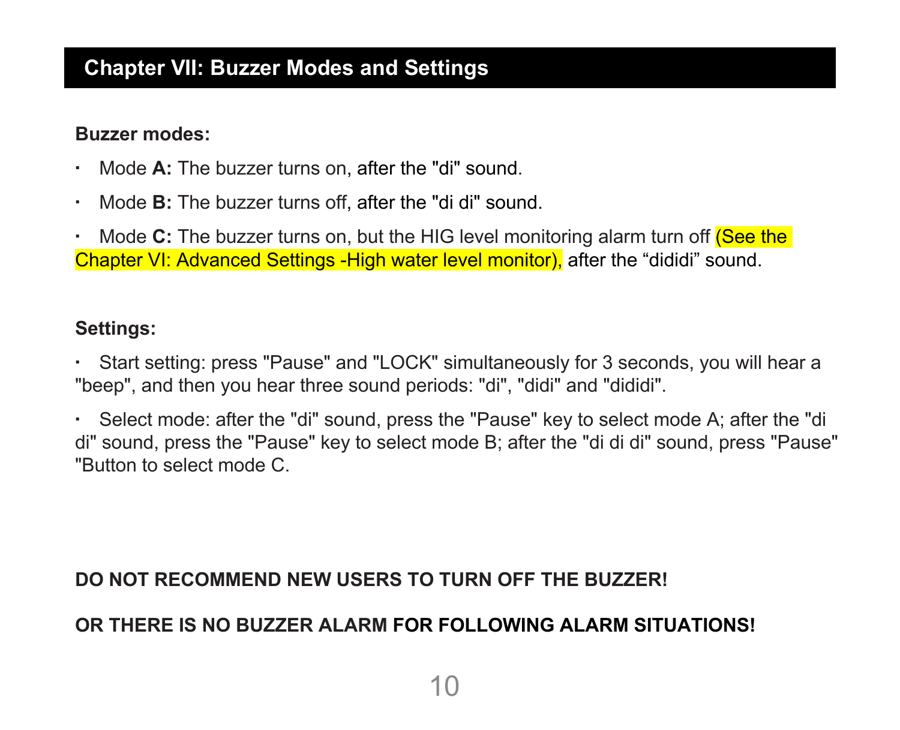## Chapter VII: Buzzer Modes and Settings

**Buzzer modes:**

- Mode **A:** The buzzer turns on, after the "di" sound.
- Mode **B:** The buzzer turns off, after the "di di" sound.
- Mode **C:** The buzzer turns on, but the HIG level monitoring alarm turn off (See the Chapter VI: Advanced Settings -High water level monitor), after the “dididi” sound.

**Settings:**

- Start setting: press "Pause" and "LOCK" simultaneously for 3 seconds, you will hear a "beep", and then you hear three sound periods: "di", "didi" and "dididi".
- Select mode: after the "di" sound, press the "Pause" key to select mode A; after the "di di" sound, press the "Pause" key to select mode B; after the "di di di" sound, press "Pause" "Button to select mode C.

**DO NOT RECOMMEND NEW USERS TO TURN OFF THE BUZZER!**

**OR THERE IS NO BUZZER ALARM FOR FOLLOWING ALARM SITUATIONS!**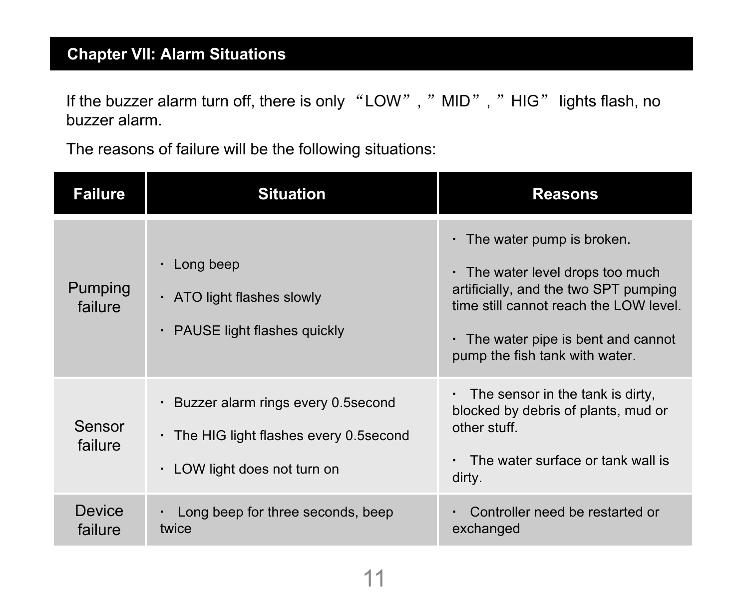## Chapter VII: Alarm Situations

If the buzzer alarm turn off, there is only “LOW”, ” MID”, ” HIG” lights flash, no buzzer alarm.

The reasons of failure will be the following situations:

| Failure | Situation | Reasons |
|---|---|---|
| Pumping failure | · Long beep<br>· ATO light flashes slowly<br>· PAUSE light flashes quickly | · The water pump is broken.<br>· The water level drops too much artificially, and the two SPT pumping time still cannot reach the LOW level.<br>· The water pipe is bent and cannot pump the fish tank with water. |
| Sensor failure | · Buzzer alarm rings every 0.5second<br>· The HIG light flashes every 0.5second<br>· LOW light does not turn on | · The sensor in the tank is dirty, blocked by debris of plants, mud or other stuff.<br>· The water surface or tank wall is dirty. |
| Device failure | · Long beep for three seconds, beep twice | · Controller need be restarted or exchanged |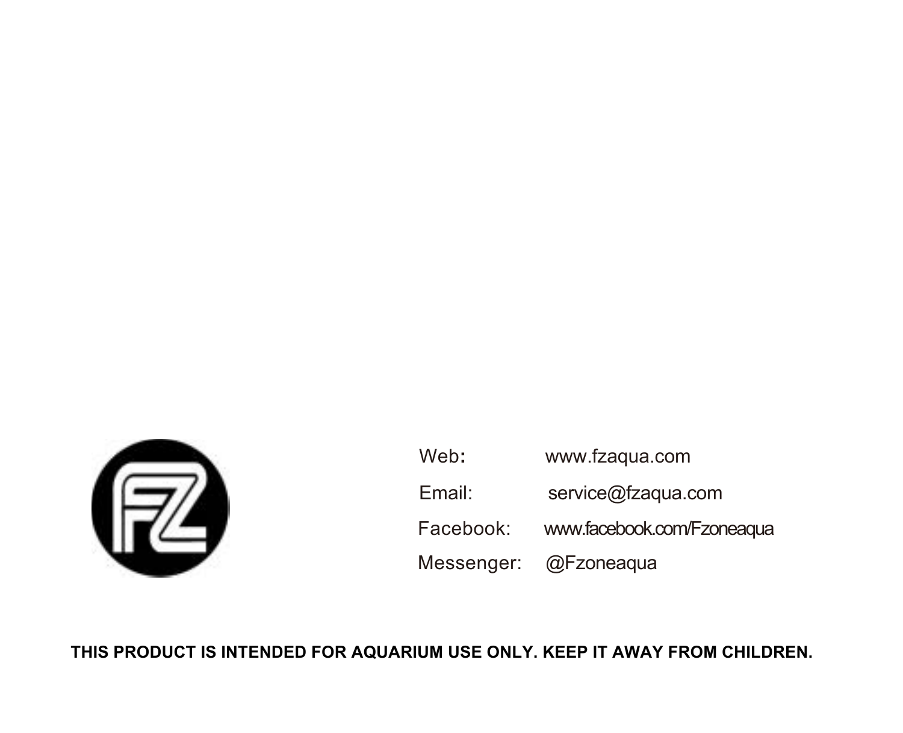Web: www.fzaqua.com

Email: service@fzaqua.com

Facebook: www.facebook.com/Fzoneaqua

Messenger: @Fzoneaqua

**THIS PRODUCT IS INTENDED FOR AQUARIUM USE ONLY. KEEP IT AWAY FROM CHILDREN.**